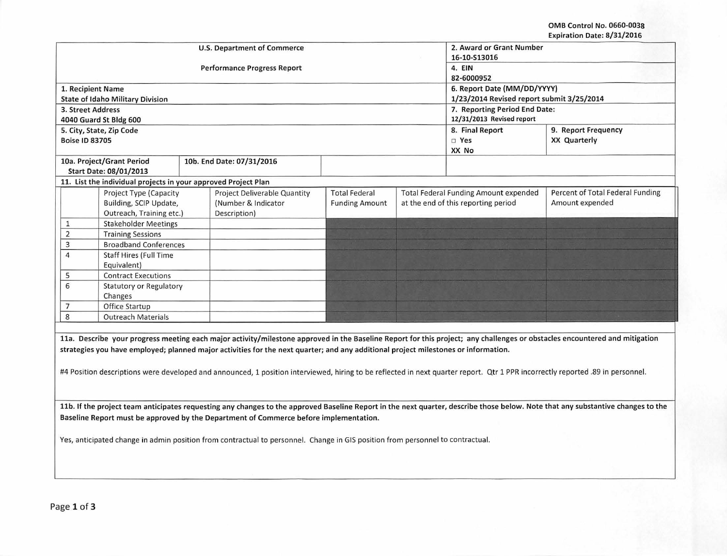OMB Control No. 0660-0038
Expiration Date: 8/31/2016

| U.S. Department of Commerce<br><br>Performance Progress Report | 2. Award or Grant Number<br>16-10-S13016<br>4. EIN<br>82-6000952 | |
|---|---|---|
| 1. Recipient Name<br>State of Idaho Military Division | 6. Report Date (MM/DD/YYYY)<br>1/23/2014 Revised report submit 3/25/2014 | |
| 3. Street Address<br>4040 Guard St Bldg 600 | 7. Reporting Period End Date:<br>12/31/2013 Revised report | |
| 5. City, State, Zip Code<br>Boise ID 83705 | 8. Final Report<br>□ Yes<br>XX No | 9. Report Frequency<br>XX Quarterly |
| 10a. Project/Grant Period<br>Start Date: 08/01/2013 | 10b. End Date: 07/31/2016 | |

**11. List the individual projects in your approved Project Plan**

| | Project Type (Capacity Building, SCIP Update, Outreach, Training etc.) | Project Deliverable Quantity (Number & Indicator Description) | Total Federal Funding Amount | Total Federal Funding Amount expended at the end of this reporting period | Percent of Total Federal Funding Amount expended |
|---|---|---|---|---|---|
| 1 | Stakeholder Meetings | | | | |
| 2 | Training Sessions | | | | |
| 3 | Broadband Conferences | | | | |
| 4 | Staff Hires (Full Time Equivalent) | | | | |
| 5 | Contract Executions | | | | |
| 6 | Statutory or Regulatory Changes | | | | |
| 7 | Office Startup | | | | |
| 8 | Outreach Materials | | | | |

**11a. Describe your progress meeting each major activity/milestone approved in the Baseline Report for this project; any challenges or obstacles encountered and mitigation strategies you have employed; planned major activities for the next quarter; and any additional project milestones or information.**

#4 Position descriptions were developed and announced, 1 position interviewed, hiring to be reflected in next quarter report. Qtr 1 PPR incorrectly reported .89 in personnel.

**11b. If the project team anticipates requesting any changes to the approved Baseline Report in the next quarter, describe those below. Note that any substantive changes to the Baseline Report must be approved by the Department of Commerce before implementation.**

Yes, anticipated change in admin position from contractual to personnel. Change in GIS position from personnel to contractual.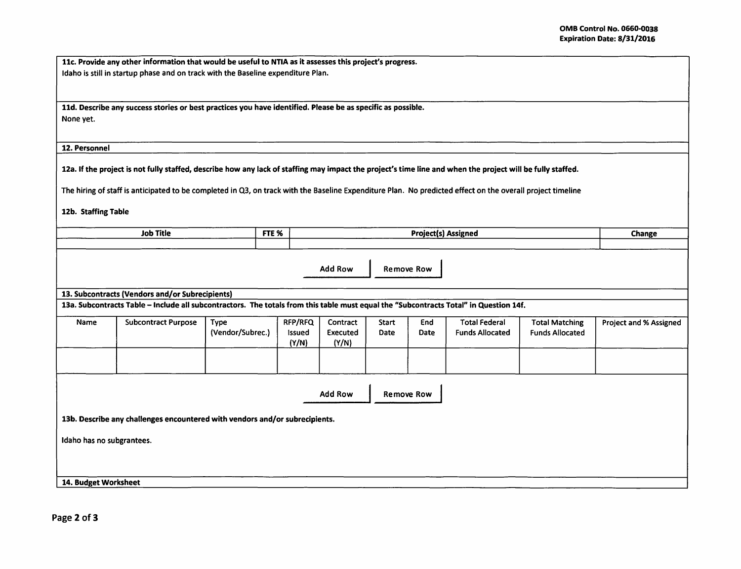**11c. Provide any other information that would be useful to NTIA as it assesses this project's progress.**

Idaho is still in startup phase and on track with the Baseline expenditure Plan.

**11d. Describe any success stories or best practices you have identified. Please be as specific as possible.**

None yet.

**12. Personnel**

**12a. If the project is not fully staffed, describe how any lack of staffing may impact the project's time line and when the project will be fully staffed.**

The hiring of staff is anticipated to be completed in Q3, on track with the Baseline Expenditure Plan. No predicted effect on the overall project timeline

**12b. Staffing Table**

| Job Title | FTE % | Project(s) Assigned | Change |
|---|---|---|---|
| | | | |

Add Row | Remove Row

**13. Subcontracts (Vendors and/or Subrecipients)**

**13a. Subcontracts Table – Include all subcontractors. The totals from this table must equal the "Subcontracts Total" in Question 14f.**

| Name | Subcontract Purpose | Type (Vendor/Subrec.) | RFP/RFQ Issued (Y/N) | Contract Executed (Y/N) | Start Date | End Date | Total Federal Funds Allocated | Total Matching Funds Allocated | Project and % Assigned |
|---|---|---|---|---|---|---|---|---|---|
| | | | | | | | | | |

Add Row | Remove Row

**13b. Describe any challenges encountered with vendors and/or subrecipients.**

Idaho has no subgrantees.

**14. Budget Worksheet**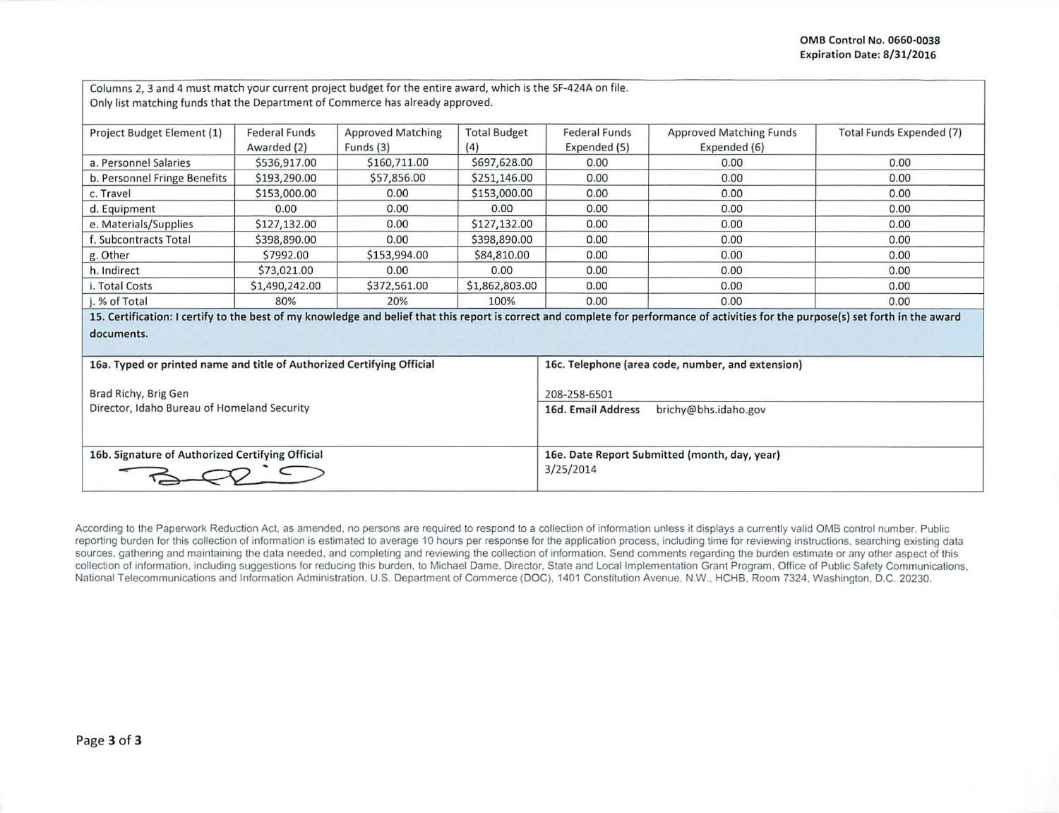OMB Control No. 0660-0038
Expiration Date: 8/31/2016

Columns 2, 3 and 4 must match your current project budget for the entire award, which is the SF-424A on file.
Only list matching funds that the Department of Commerce has already approved.

| Project Budget Element (1) | Federal Funds Awarded (2) | Approved Matching Funds (3) | Total Budget (4) | Federal Funds Expended (5) | Approved Matching Funds Expended (6) | Total Funds Expended (7) |
|---|---|---|---|---|---|---|
| a. Personnel Salaries | $536,917.00 | $160,711.00 | $697,628.00 | 0.00 | 0.00 | 0.00 |
| b. Personnel Fringe Benefits | $193,290.00 | $57,856.00 | $251,146.00 | 0.00 | 0.00 | 0.00 |
| c. Travel | $153,000.00 | 0.00 | $153,000.00 | 0.00 | 0.00 | 0.00 |
| d. Equipment | 0.00 | 0.00 | 0.00 | 0.00 | 0.00 | 0.00 |
| e. Materials/Supplies | $127,132.00 | 0.00 | $127,132.00 | 0.00 | 0.00 | 0.00 |
| f. Subcontracts Total | $398,890.00 | 0.00 | $398,890.00 | 0.00 | 0.00 | 0.00 |
| g. Other | $7992.00 | $153,994.00 | $84,810.00 | 0.00 | 0.00 | 0.00 |
| h. Indirect | $73,021.00 | 0.00 | 0.00 | 0.00 | 0.00 | 0.00 |
| i. Total Costs | $1,490,242.00 | $372,561.00 | $1,862,803.00 | 0.00 | 0.00 | 0.00 |
| j. % of Total | 80% | 20% | 100% | 0.00 | 0.00 | 0.00 |

**15. Certification: I certify to the best of my knowledge and belief that this report is correct and complete for performance of activities for the purpose(s) set forth in the award documents.**

**16a. Typed or printed name and title of Authorized Certifying Official**

Brad Richy, Brig Gen
Director, Idaho Bureau of Homeland Security

**16c. Telephone (area code, number, and extension)**

208-258-6501

**16d. Email Address** brichy@bhs.idaho.gov

**16b. Signature of Authorized Certifying Official**

**16e. Date Report Submitted (month, day, year)**
3/25/2014

According to the Paperwork Reduction Act, as amended, no persons are required to respond to a collection of information unless it displays a currently valid OMB control number. Public reporting burden for this collection of information is estimated to average 10 hours per response for the application process, including time for reviewing instructions, searching existing data sources, gathering and maintaining the data needed, and completing and reviewing the collection of information. Send comments regarding the burden estimate or any other aspect of this collection of information, including suggestions for reducing this burden, to Michael Dame, Director, State and Local Implementation Grant Program, Office of Public Safety Communications, National Telecommunications and Information Administration, U.S. Department of Commerce (DOC), 1401 Constitution Avenue, N.W., HCHB, Room 7324, Washington, D.C. 20230.